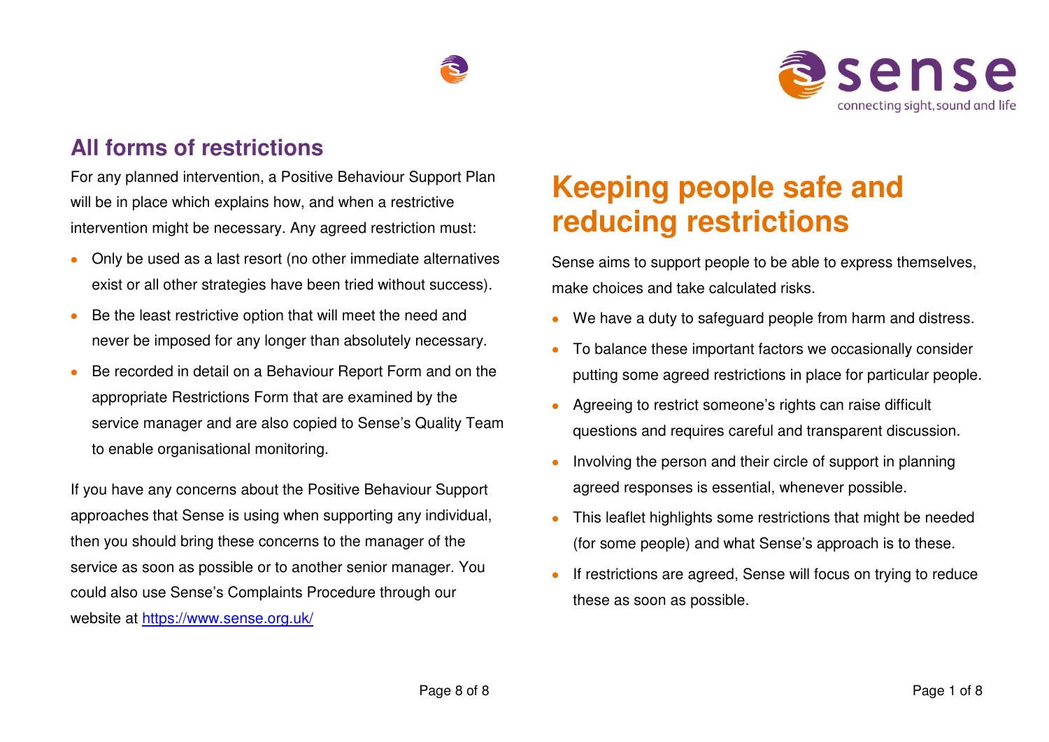## All forms of restrictions

For any planned intervention, a Positive Behaviour Support Plan will be in place which explains how, and when a restrictive intervention might be necessary. Any agreed restriction must:

- Only be used as a last resort (no other immediate alternatives exist or all other strategies have been tried without success).
- Be the least restrictive option that will meet the need and never be imposed for any longer than absolutely necessary.
- Be recorded in detail on a Behaviour Report Form and on the appropriate Restrictions Form that are examined by the service manager and are also copied to Sense's Quality Team to enable organisational monitoring.

If you have any concerns about the Positive Behaviour Support approaches that Sense is using when supporting any individual, then you should bring these concerns to the manager of the service as soon as possible or to another senior manager. You could also use Sense's Complaints Procedure through our website at https://www.sense.org.uk/

sense

connecting sight, sound and life

# Keeping people safe and reducing restrictions

Sense aims to support people to be able to express themselves, make choices and take calculated risks.

- We have a duty to safeguard people from harm and distress.
- To balance these important factors we occasionally consider putting some agreed restrictions in place for particular people.
- Agreeing to restrict someone's rights can raise difficult questions and requires careful and transparent discussion.
- Involving the person and their circle of support in planning agreed responses is essential, whenever possible.
- This leaflet highlights some restrictions that might be needed (for some people) and what Sense's approach is to these.
- If restrictions are agreed, Sense will focus on trying to reduce these as soon as possible.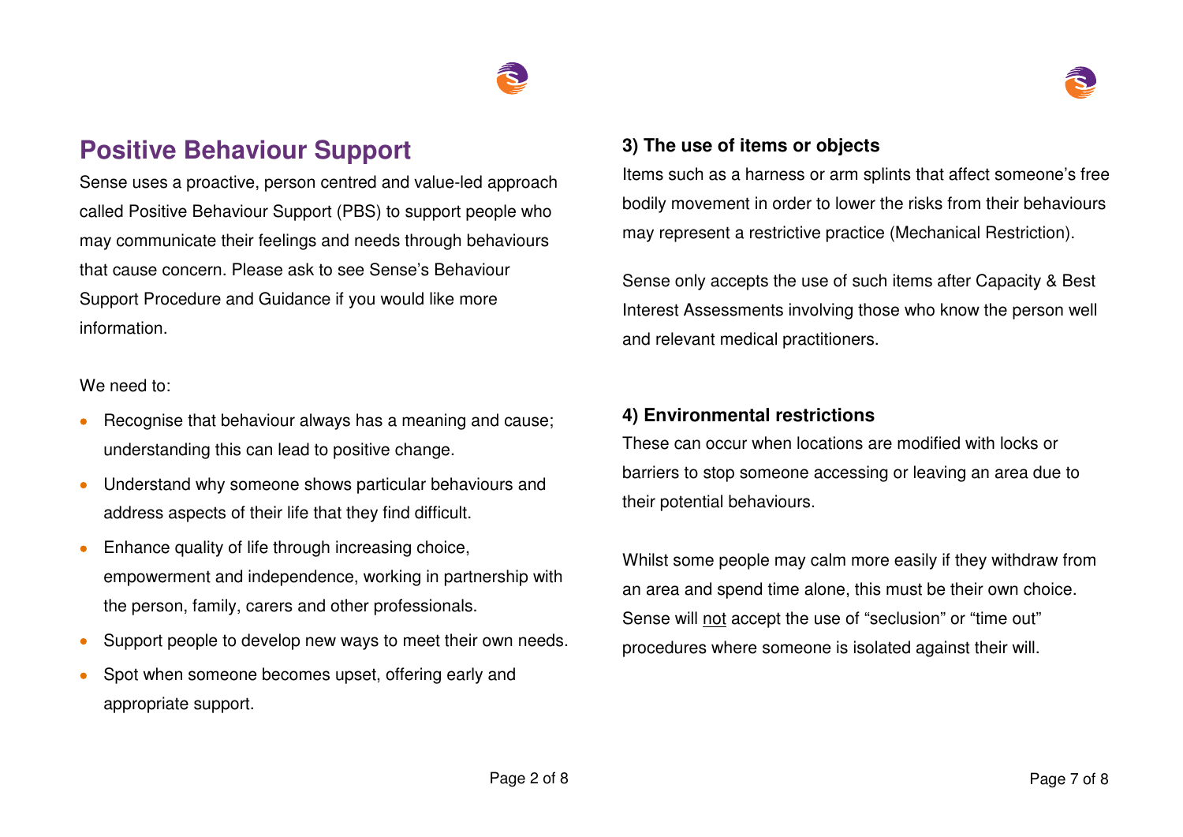## Positive Behaviour Support

Sense uses a proactive, person centred and value-led approach called Positive Behaviour Support (PBS) to support people who may communicate their feelings and needs through behaviours that cause concern. Please ask to see Sense's Behaviour Support Procedure and Guidance if you would like more information.

We need to:

- Recognise that behaviour always has a meaning and cause; understanding this can lead to positive change.
- Understand why someone shows particular behaviours and address aspects of their life that they find difficult.
- Enhance quality of life through increasing choice, empowerment and independence, working in partnership with the person, family, carers and other professionals.
- Support people to develop new ways to meet their own needs.
- Spot when someone becomes upset, offering early and appropriate support.

**3) The use of items or objects**

Items such as a harness or arm splints that affect someone's free bodily movement in order to lower the risks from their behaviours may represent a restrictive practice (Mechanical Restriction).

Sense only accepts the use of such items after Capacity & Best Interest Assessments involving those who know the person well and relevant medical practitioners.

**4) Environmental restrictions**

These can occur when locations are modified with locks or barriers to stop someone accessing or leaving an area due to their potential behaviours.

Whilst some people may calm more easily if they withdraw from an area and spend time alone, this must be their own choice. Sense will <u>not</u> accept the use of "seclusion" or "time out" procedures where someone is isolated against their will.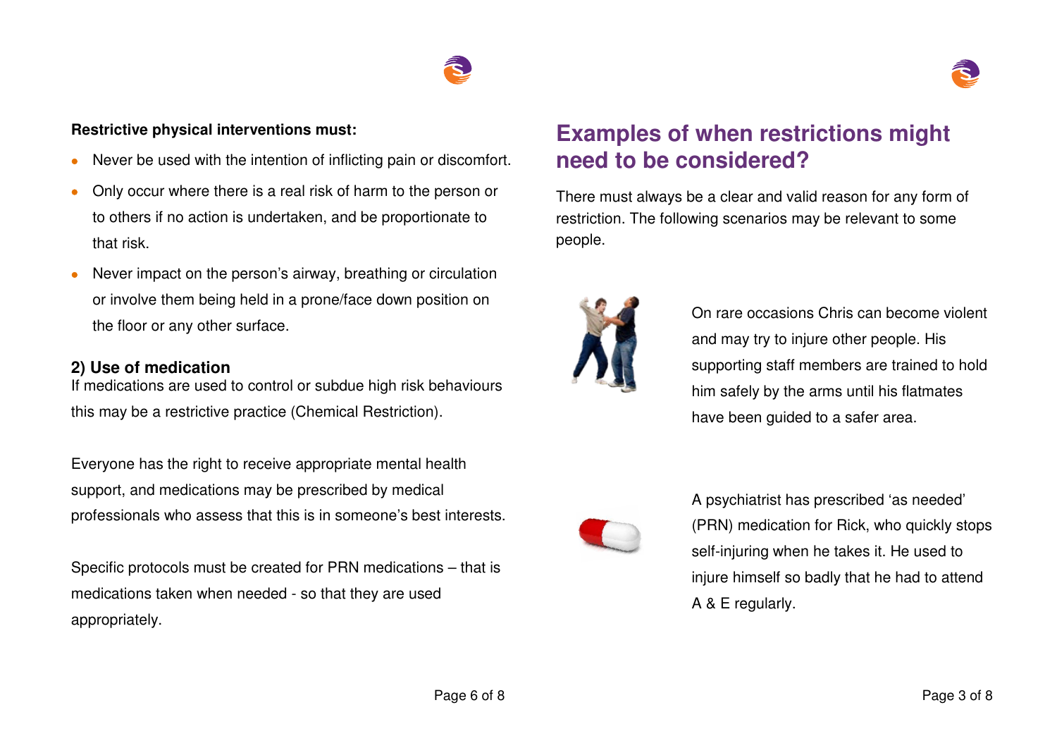**Restrictive physical interventions must:**

- Never be used with the intention of inflicting pain or discomfort.
- Only occur where there is a real risk of harm to the person or to others if no action is undertaken, and be proportionate to that risk.
- Never impact on the person's airway, breathing or circulation or involve them being held in a prone/face down position on the floor or any other surface.

### 2) Use of medication

If medications are used to control or subdue high risk behaviours this may be a restrictive practice (Chemical Restriction).

Everyone has the right to receive appropriate mental health support, and medications may be prescribed by medical professionals who assess that this is in someone's best interests.

Specific protocols must be created for PRN medications – that is medications taken when needed - so that they are used appropriately.

## Examples of when restrictions might need to be considered?

There must always be a clear and valid reason for any form of restriction. The following scenarios may be relevant to some people.

On rare occasions Chris can become violent and may try to injure other people. His supporting staff members are trained to hold him safely by the arms until his flatmates have been guided to a safer area.

A psychiatrist has prescribed 'as needed' (PRN) medication for Rick, who quickly stops self-injuring when he takes it. He used to injure himself so badly that he had to attend A & E regularly.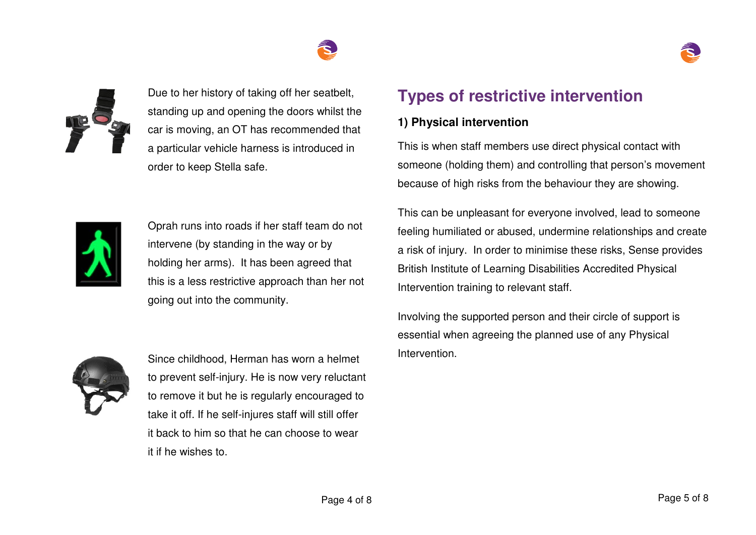Due to her history of taking off her seatbelt, standing up and opening the doors whilst the car is moving, an OT has recommended that a particular vehicle harness is introduced in order to keep Stella safe.

Oprah runs into roads if her staff team do not intervene (by standing in the way or by holding her arms). It has been agreed that this is a less restrictive approach than her not going out into the community.

Since childhood, Herman has worn a helmet to prevent self-injury. He is now very reluctant to remove it but he is regularly encouraged to take it off. If he self-injures staff will still offer it back to him so that he can choose to wear it if he wishes to.

## Types of restrictive intervention

### 1) Physical intervention

This is when staff members use direct physical contact with someone (holding them) and controlling that person's movement because of high risks from the behaviour they are showing.

This can be unpleasant for everyone involved, lead to someone feeling humiliated or abused, undermine relationships and create a risk of injury. In order to minimise these risks, Sense provides British Institute of Learning Disabilities Accredited Physical Intervention training to relevant staff.

Involving the supported person and their circle of support is essential when agreeing the planned use of any Physical Intervention.